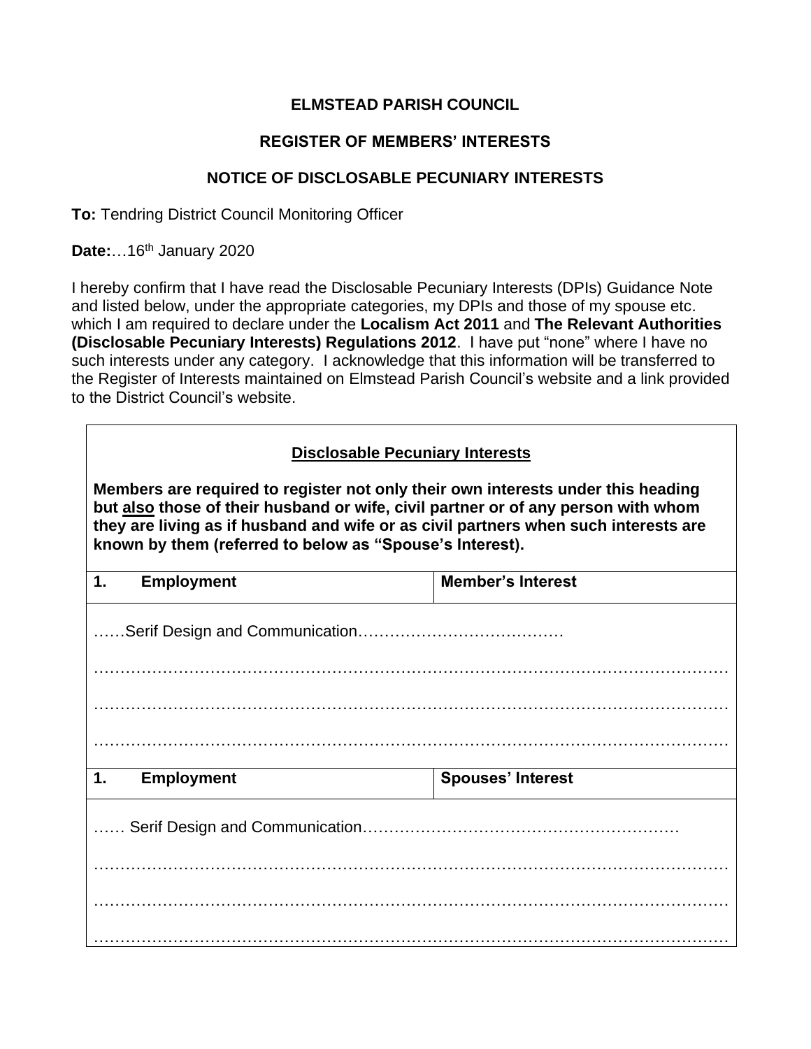**ELMSTEAD PARISH COUNCIL**

**REGISTER OF MEMBERS' INTERESTS**

**NOTICE OF DISCLOSABLE PECUNIARY INTERESTS**

**To:** Tendring District Council Monitoring Officer

**Date:**…16th January 2020

I hereby confirm that I have read the Disclosable Pecuniary Interests (DPIs) Guidance Note and listed below, under the appropriate categories, my DPIs and those of my spouse etc. which I am required to declare under the **Localism Act 2011** and **The Relevant Authorities (Disclosable Pecuniary Interests) Regulations 2012**. I have put "none" where I have no such interests under any category. I acknowledge that this information will be transferred to the Register of Interests maintained on Elmstead Parish Council's website and a link provided to the District Council's website.

**Disclosable Pecuniary Interests**

**Members are required to register not only their own interests under this heading but also those of their husband or wife, civil partner or of any person with whom they are living as if husband and wife or as civil partners when such interests are known by them (referred to below as "Spouse's Interest).**

| **1. Employment** | **Member's Interest** |
| --- | --- |
| ……Serif Design and Communication………………………………… | |

| **1. Employment** | **Spouses' Interest** |
| --- | --- |
| …… Serif Design and Communication…………………………………………………… | |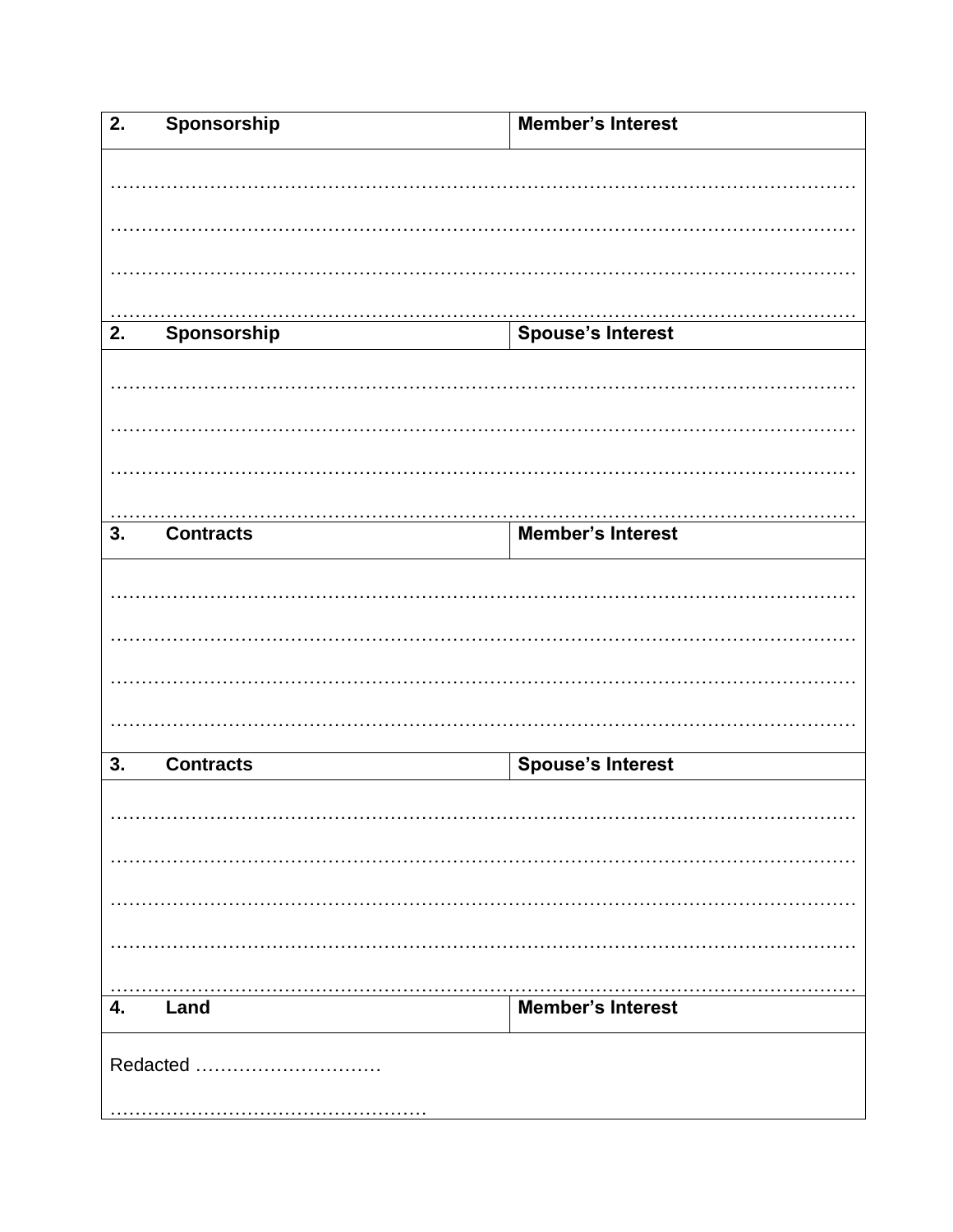| 2. Sponsorship | Member's Interest |
|---|---|
| …………………………………………………………………………………………………… | |
| …………………………………………………………………………………………………… | |
| …………………………………………………………………………………………………… | |
| …………………………………………………………………………………………………… | |

| 2. Sponsorship | Spouse's Interest |
|---|---|
| …………………………………………………………………………………………………… | |
| …………………………………………………………………………………………………… | |
| …………………………………………………………………………………………………… | |
| …………………………………………………………………………………………………… | |

| 3. Contracts | Member's Interest |
|---|---|
| …………………………………………………………………………………………………… | |
| …………………………………………………………………………………………………… | |
| …………………………………………………………………………………………………… | |
| …………………………………………………………………………………………………… | |

| 3. Contracts | Spouse's Interest |
|---|---|
| …………………………………………………………………………………………………… | |
| …………………………………………………………………………………………………… | |
| …………………………………………………………………………………………………… | |
| …………………………………………………………………………………………………… | |
| …………………………………………………………………………………………………… | |

| 4. Land | Member's Interest |
|---|---|
| Redacted ………………………… | |
| …………………………………………… | |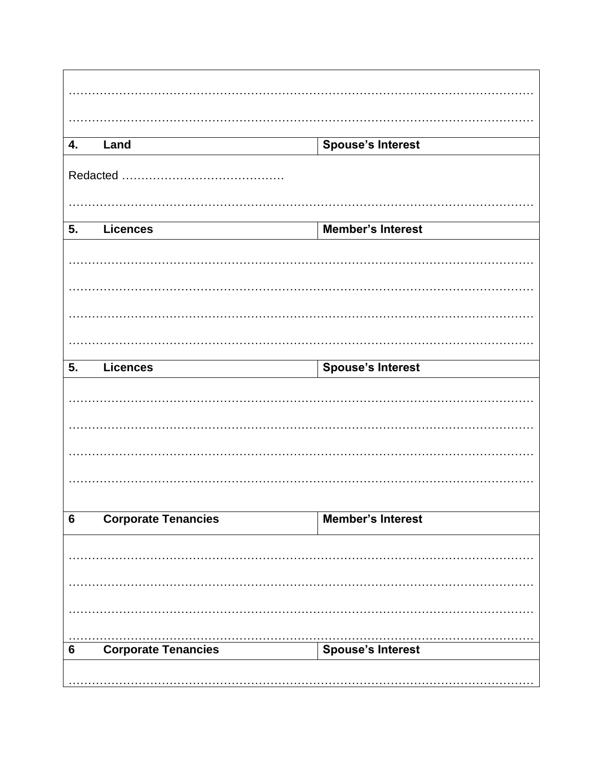| | | |
|---|---|---|
| ………………………………………………………………………………………………………… | | |
| ………………………………………………………………………………………………………… | | |
| **4.** | **Land** | **Spouse's Interest** |
| Redacted …………………………………… | | |
| ………………………………………………………………………………………………………… | | |
| **5.** | **Licences** | **Member's Interest** |
| ………………………………………………………………………………………………………… | | |
| ………………………………………………………………………………………………………… | | |
| ………………………………………………………………………………………………………… | | |
| ………………………………………………………………………………………………………… | | |
| **5.** | **Licences** | **Spouse's Interest** |
| ………………………………………………………………………………………………………… | | |
| ………………………………………………………………………………………………………… | | |
| ………………………………………………………………………………………………………… | | |
| ………………………………………………………………………………………………………… | | |
| **6** | **Corporate Tenancies** | **Member's Interest** |
| ………………………………………………………………………………………………………… | | |
| ………………………………………………………………………………………………………… | | |
| ………………………………………………………………………………………………………… | | |
| ………………………………………………………………………………………………………… | | |
| **6** | **Corporate Tenancies** | **Spouse's Interest** |
| ………………………………………………………………………………………………………… | | |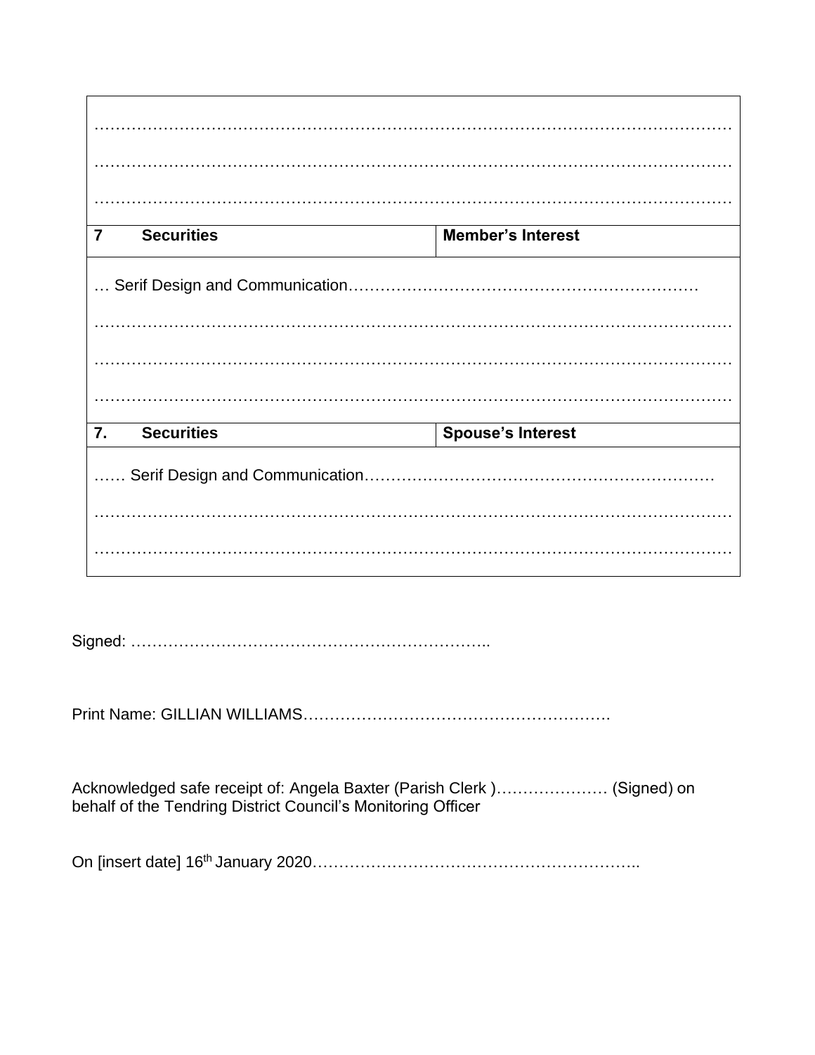| | |
|---|---|
| ………………………………………………………………………………………………………… | |
| ………………………………………………………………………………………………………… | |
| ………………………………………………………………………………………………………… | |
| **7 Securities** | **Member's Interest** |
| … Serif Design and Communication………………………………………………………… | |
| ………………………………………………………………………………………………………… | |
| ………………………………………………………………………………………………………… | |
| ………………………………………………………………………………………………………… | |
| **7. Securities** | **Spouse's Interest** |
| …… Serif Design and Communication………………………………………………………… | |
| ………………………………………………………………………………………………………… | |
| ………………………………………………………………………………………………………… | |

Signed: …………………………………………………………..

Print Name: GILLIAN WILLIAMS………………………………………………….

Acknowledged safe receipt of: Angela Baxter (Parish Clerk )………………… (Signed) on behalf of the Tendring District Council's Monitoring Officer

On [insert date] 16th January 2020……………………………………………………..